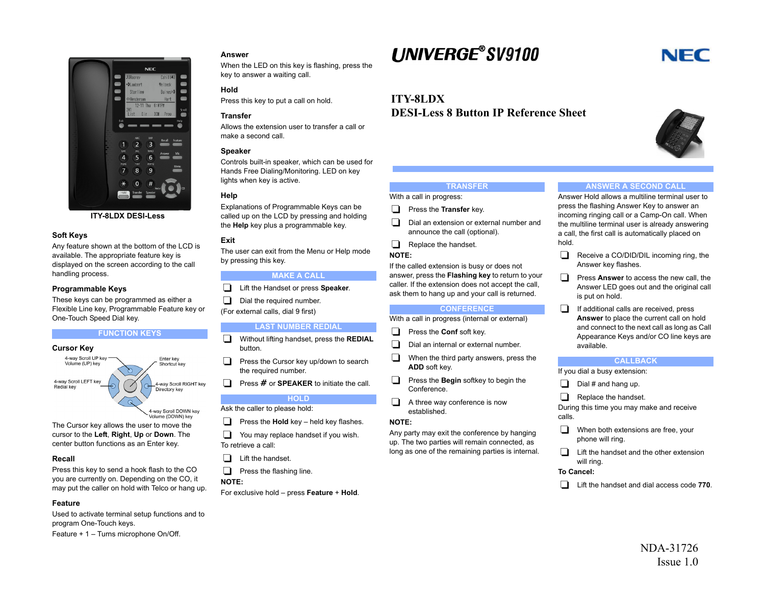# UNIVERGE® SV9100

NEC

## ITY-8LDX
## DESI-Less 8 Button IP Reference Sheet

ITY-8LDX DESI-Less

### Soft Keys

Any feature shown at the bottom of the LCD is available. The appropriate feature key is displayed on the screen according to the call handling process.

### Programmable Keys

These keys can be programmed as either a Flexible Line key, Programmable Feature key or One-Touch Speed Dial key.

## FUNCTION KEYS

### Cursor Key

4-way Scroll UP key
Volume (UP) key

Enter key
Shortcut key

4-way Scroll LEFT key
Redial key

4-way Scroll RIGHT key
Directory key

4-way Scroll DOWN key
Volume (DOWN) key

The Cursor key allows the user to move the cursor to the **Left**, **Right**, **Up** or **Down**. The center button functions as an Enter key.

### Recall

Press this key to send a hook flash to the CO you are currently on. Depending on the CO, it may put the caller on hold with Telco or hang up.

### Feature

Used to activate terminal setup functions and to program One-Touch keys.

Feature + 1 – Turns microphone On/Off.

### Answer

When the LED on this key is flashing, press the key to answer a waiting call.

### Hold

Press this key to put a call on hold.

### Transfer

Allows the extension user to transfer a call or make a second call.

### Speaker

Controls built-in speaker, which can be used for Hands Free Dialing/Monitoring. LED on key lights when key is active.

### Help

Explanations of Programmable Keys can be called up on the LCD by pressing and holding the **Help** key plus a programmable key.

### Exit

The user can exit from the Menu or Help mode by pressing this key.

## MAKE A CALL

- ❑ Lift the Handset or press **Speaker**.
- ❑ Dial the required number.

(For external calls, dial 9 first)

## LAST NUMBER REDIAL

- ❑ Without lifting handset, press the **REDIAL** button.
- ❑ Press the Cursor key up/down to search the required number.
- ❑ Press **#** or **SPEAKER** to initiate the call.

## HOLD

Ask the caller to please hold:

- ❑ Press the **Hold** key – held key flashes.
- ❑ You may replace handset if you wish.

To retrieve a call:

- ❑ Lift the handset.
- ❑ Press the flashing line.

**NOTE:**

For exclusive hold – press **Feature** + **Hold**.

## TRANSFER

With a call in progress:

- ❑ Press the **Transfer** key.
- ❑ Dial an extension or external number and announce the call (optional).
- ❑ Replace the handset.

**NOTE:**

If the called extension is busy or does not answer, press the **Flashing key** to return to your caller. If the extension does not accept the call, ask them to hang up and your call is returned.

## CONFERENCE

With a call in progress (internal or external)

- ❑ Press the **Conf** soft key.
- ❑ Dial an internal or external number.
- ❑ When the third party answers, press the **ADD** soft key.
- ❑ Press the **Begin** softkey to begin the Conference.
- ❑ A three way conference is now established.

**NOTE:**

Any party may exit the conference by hanging up. The two parties will remain connected, as long as one of the remaining parties is internal.

## ANSWER A SECOND CALL

Answer Hold allows a multiline terminal user to press the flashing Answer Key to answer an incoming ringing call or a Camp-On call. When the multiline terminal user is already answering a call, the first call is automatically placed on hold.

- ❑ Receive a CO/DID/DIL incoming ring, the Answer key flashes.
- ❑ Press **Answer** to access the new call, the Answer LED goes out and the original call is put on hold.
- ❑ If additional calls are received, press **Answer** to place the current call on hold and connect to the next call as long as Call Appearance Keys and/or CO line keys are available.

## CALLBACK

If you dial a busy extension:

- ❑ Dial # and hang up.
- ❑ Replace the handset.

During this time you may make and receive calls.

- ❑ When both extensions are free, your phone will ring.
- ❑ Lift the handset and the other extension will ring.

**To Cancel:**

- ❑ Lift the handset and dial access code **770**.

NDA-31726
Issue 1.0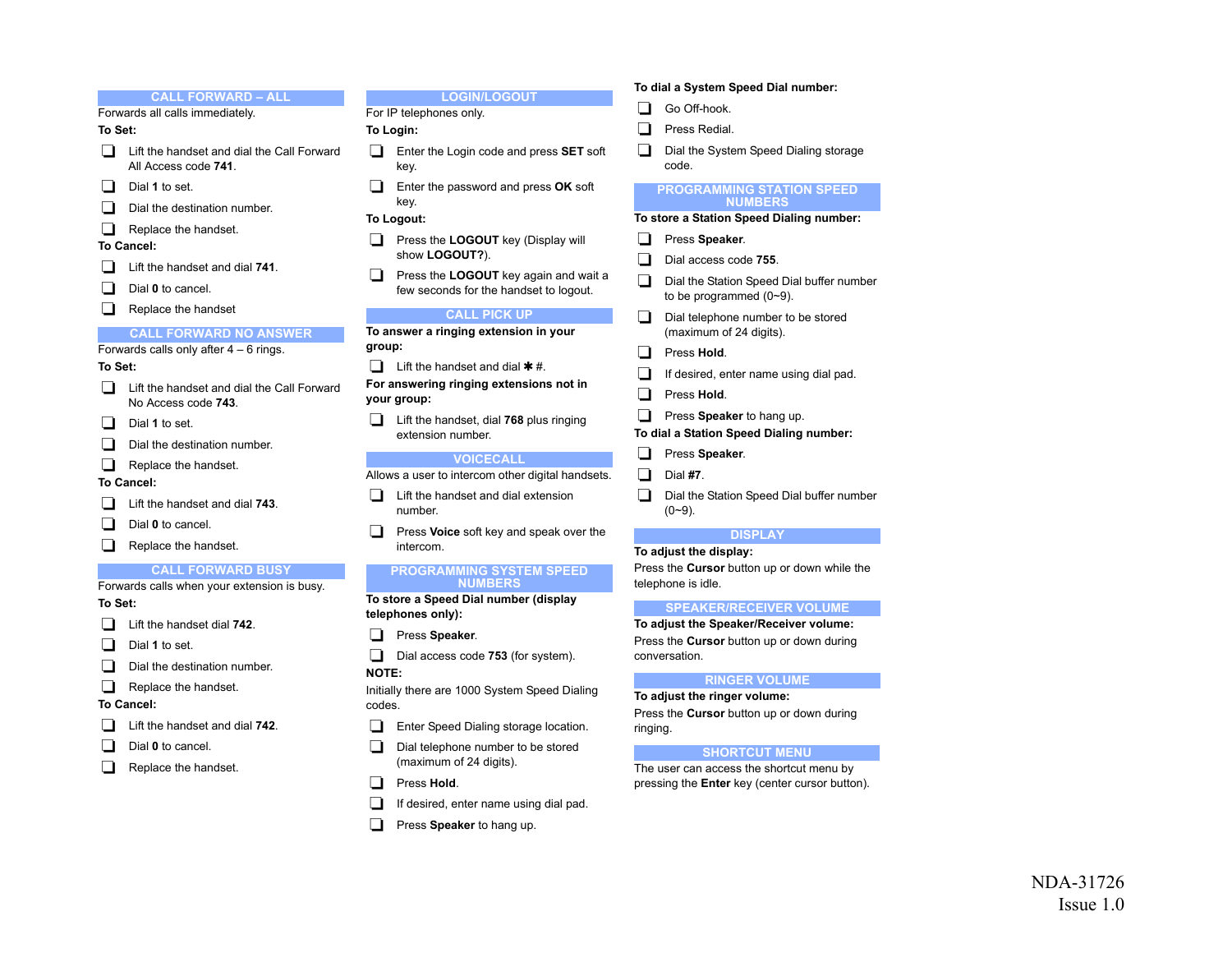## CALL FORWARD – ALL

Forwards all calls immediately.

**To Set:**

- ❑ Lift the handset and dial the Call Forward All Access code **741**.
- ❑ Dial **1** to set.
- ❑ Dial the destination number.
- ❑ Replace the handset.

**To Cancel:**

- ❑ Lift the handset and dial **741**.
- ❑ Dial **0** to cancel.
- ❑ Replace the handset

## CALL FORWARD NO ANSWER

Forwards calls only after 4 – 6 rings.

**To Set:**

- ❑ Lift the handset and dial the Call Forward No Access code **743**.
- ❑ Dial **1** to set.
- ❑ Dial the destination number.
- ❑ Replace the handset.

**To Cancel:**

- ❑ Lift the handset and dial **743**.
- ❑ Dial **0** to cancel.
- ❑ Replace the handset.

## CALL FORWARD BUSY

Forwards calls when your extension is busy.

**To Set:**

- ❑ Lift the handset dial **742**.
- ❑ Dial **1** to set.
- ❑ Dial the destination number.
- ❑ Replace the handset.

**To Cancel:**

- ❑ Lift the handset and dial **742**.
- ❑ Dial **0** to cancel.
- ❑ Replace the handset.

## LOGIN/LOGOUT

For IP telephones only.

**To Login:**

- ❑ Enter the Login code and press **SET** soft key.
- ❑ Enter the password and press **OK** soft key.

**To Logout:**

- ❑ Press the **LOGOUT** key (Display will show **LOGOUT?**).
- ❑ Press the **LOGOUT** key again and wait a few seconds for the handset to logout.

## CALL PICK UP

**To answer a ringing extension in your group:**

- ❑ Lift the handset and dial ✱ #.

**For answering ringing extensions not in your group:**

- ❑ Lift the handset, dial **768** plus ringing extension number.

## VOICECALL

Allows a user to intercom other digital handsets.

- ❑ Lift the handset and dial extension number.
- ❑ Press **Voice** soft key and speak over the intercom.

## PROGRAMMING SYSTEM SPEED NUMBERS

**To store a Speed Dial number (display telephones only):**

- ❑ Press **Speaker**.
- ❑ Dial access code **753** (for system).

**NOTE:**

Initially there are 1000 System Speed Dialing codes.

- ❑ Enter Speed Dialing storage location.
- ❑ Dial telephone number to be stored (maximum of 24 digits).
- ❑ Press **Hold**.
- ❑ If desired, enter name using dial pad.
- ❑ Press **Speaker** to hang up.

**To dial a System Speed Dial number:**

- ❑ Go Off-hook.
- ❑ Press Redial.
- ❑ Dial the System Speed Dialing storage code.

## PROGRAMMING STATION SPEED NUMBERS

**To store a Station Speed Dialing number:**

- ❑ Press **Speaker**.
- ❑ Dial access code **755**.
- ❑ Dial the Station Speed Dial buffer number to be programmed (0~9).
- ❑ Dial telephone number to be stored (maximum of 24 digits).
- ❑ Press **Hold**.
- ❑ If desired, enter name using dial pad.
- ❑ Press **Hold**.
- ❑ Press **Speaker** to hang up.

**To dial a Station Speed Dialing number:**

- ❑ Press **Speaker**.
- ❑ Dial **#7**.
- ❑ Dial the Station Speed Dial buffer number (0~9).

## DISPLAY

**To adjust the display:**

Press the **Cursor** button up or down while the telephone is idle.

## SPEAKER/RECEIVER VOLUME

**To adjust the Speaker/Receiver volume:**

Press the **Cursor** button up or down during conversation.

## RINGER VOLUME

**To adjust the ringer volume:**

Press the **Cursor** button up or down during ringing.

## SHORTCUT MENU

The user can access the shortcut menu by pressing the **Enter** key (center cursor button).

NDA-31726
Issue 1.0